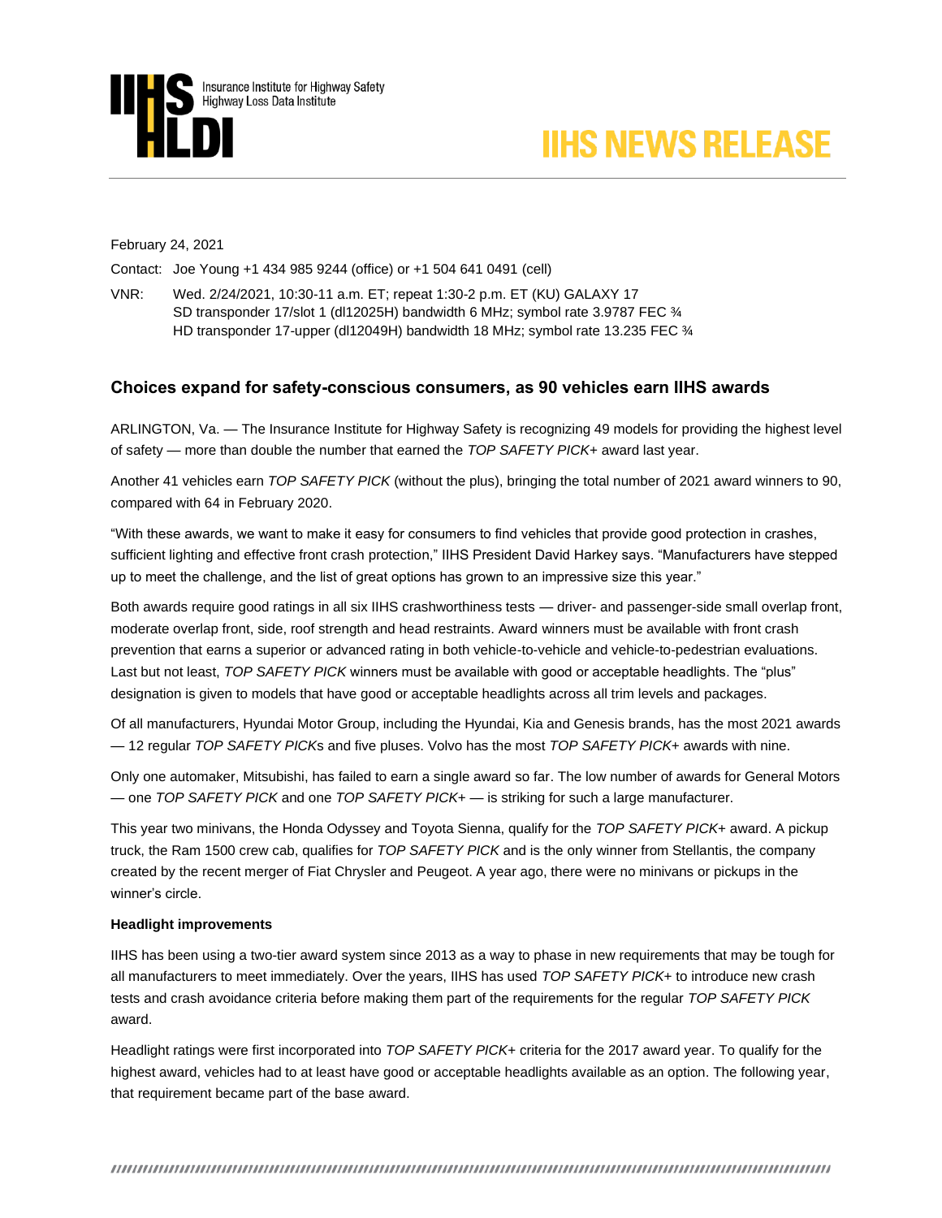Insurance Institute for Highway Safety
Highway Loss Data Institute

# IIHS NEWS RELEASE

February 24, 2021

Contact: Joe Young +1 434 985 9244 (office) or +1 504 641 0491 (cell)

VNR: Wed. 2/24/2021, 10:30-11 a.m. ET; repeat 1:30-2 p.m. ET (KU) GALAXY 17
SD transponder 17/slot 1 (dl12025H) bandwidth 6 MHz; symbol rate 3.9787 FEC ¾
HD transponder 17-upper (dl12049H) bandwidth 18 MHz; symbol rate 13.235 FEC ¾

## Choices expand for safety-conscious consumers, as 90 vehicles earn IIHS awards

ARLINGTON, Va. — The Insurance Institute for Highway Safety is recognizing 49 models for providing the highest level of safety — more than double the number that earned the *TOP SAFETY PICK+* award last year.

Another 41 vehicles earn *TOP SAFETY PICK* (without the plus), bringing the total number of 2021 award winners to 90, compared with 64 in February 2020.

“With these awards, we want to make it easy for consumers to find vehicles that provide good protection in crashes, sufficient lighting and effective front crash protection,” IIHS President David Harkey says. “Manufacturers have stepped up to meet the challenge, and the list of great options has grown to an impressive size this year.”

Both awards require good ratings in all six IIHS crashworthiness tests — driver- and passenger-side small overlap front, moderate overlap front, side, roof strength and head restraints. Award winners must be available with front crash prevention that earns a superior or advanced rating in both vehicle-to-vehicle and vehicle-to-pedestrian evaluations. Last but not least, *TOP SAFETY PICK* winners must be available with good or acceptable headlights. The “plus” designation is given to models that have good or acceptable headlights across all trim levels and packages.

Of all manufacturers, Hyundai Motor Group, including the Hyundai, Kia and Genesis brands, has the most 2021 awards — 12 regular *TOP SAFETY PICK*s and five pluses. Volvo has the most *TOP SAFETY PICK+* awards with nine.

Only one automaker, Mitsubishi, has failed to earn a single award so far. The low number of awards for General Motors — one *TOP SAFETY PICK* and one *TOP SAFETY PICK+* — is striking for such a large manufacturer.

This year two minivans, the Honda Odyssey and Toyota Sienna, qualify for the *TOP SAFETY PICK+* award. A pickup truck, the Ram 1500 crew cab, qualifies for *TOP SAFETY PICK* and is the only winner from Stellantis, the company created by the recent merger of Fiat Chrysler and Peugeot. A year ago, there were no minivans or pickups in the winner’s circle.

**Headlight improvements**

IIHS has been using a two-tier award system since 2013 as a way to phase in new requirements that may be tough for all manufacturers to meet immediately. Over the years, IIHS has used *TOP SAFETY PICK+* to introduce new crash tests and crash avoidance criteria before making them part of the requirements for the regular *TOP SAFETY PICK* award.

Headlight ratings were first incorporated into *TOP SAFETY PICK+* criteria for the 2017 award year. To qualify for the highest award, vehicles had to at least have good or acceptable headlights available as an option. The following year, that requirement became part of the base award.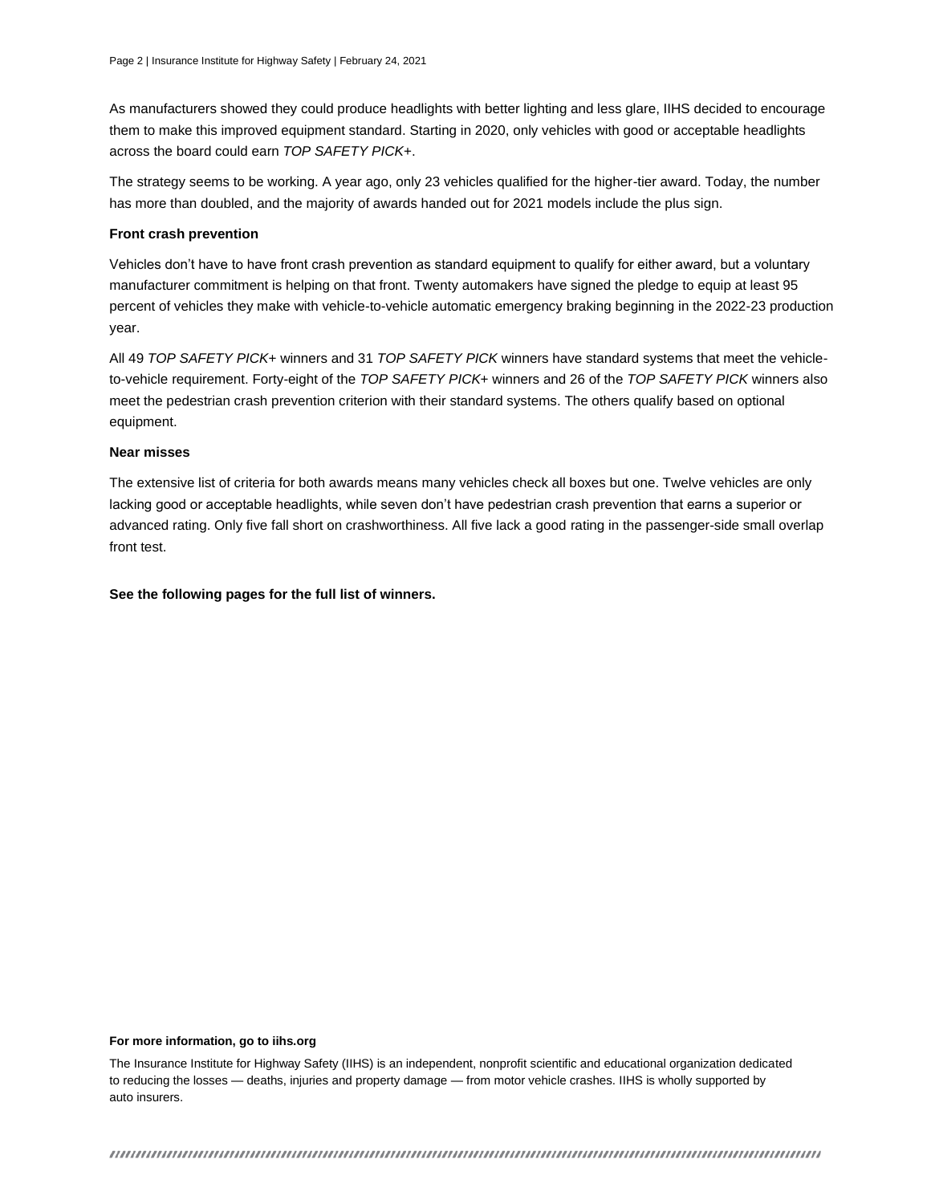As manufacturers showed they could produce headlights with better lighting and less glare, IIHS decided to encourage them to make this improved equipment standard. Starting in 2020, only vehicles with good or acceptable headlights across the board could earn *TOP SAFETY PICK+*.

The strategy seems to be working. A year ago, only 23 vehicles qualified for the higher-tier award. Today, the number has more than doubled, and the majority of awards handed out for 2021 models include the plus sign.

**Front crash prevention**

Vehicles don't have to have front crash prevention as standard equipment to qualify for either award, but a voluntary manufacturer commitment is helping on that front. Twenty automakers have signed the pledge to equip at least 95 percent of vehicles they make with vehicle-to-vehicle automatic emergency braking beginning in the 2022-23 production year.

All 49 *TOP SAFETY PICK+* winners and 31 *TOP SAFETY PICK* winners have standard systems that meet the vehicle-to-vehicle requirement. Forty-eight of the *TOP SAFETY PICK+* winners and 26 of the *TOP SAFETY PICK* winners also meet the pedestrian crash prevention criterion with their standard systems. The others qualify based on optional equipment.

**Near misses**

The extensive list of criteria for both awards means many vehicles check all boxes but one. Twelve vehicles are only lacking good or acceptable headlights, while seven don't have pedestrian crash prevention that earns a superior or advanced rating. Only five fall short on crashworthiness. All five lack a good rating in the passenger-side small overlap front test.

**See the following pages for the full list of winners.**

**For more information, go to iihs.org**

The Insurance Institute for Highway Safety (IIHS) is an independent, nonprofit scientific and educational organization dedicated to reducing the losses — deaths, injuries and property damage — from motor vehicle crashes. IIHS is wholly supported by auto insurers.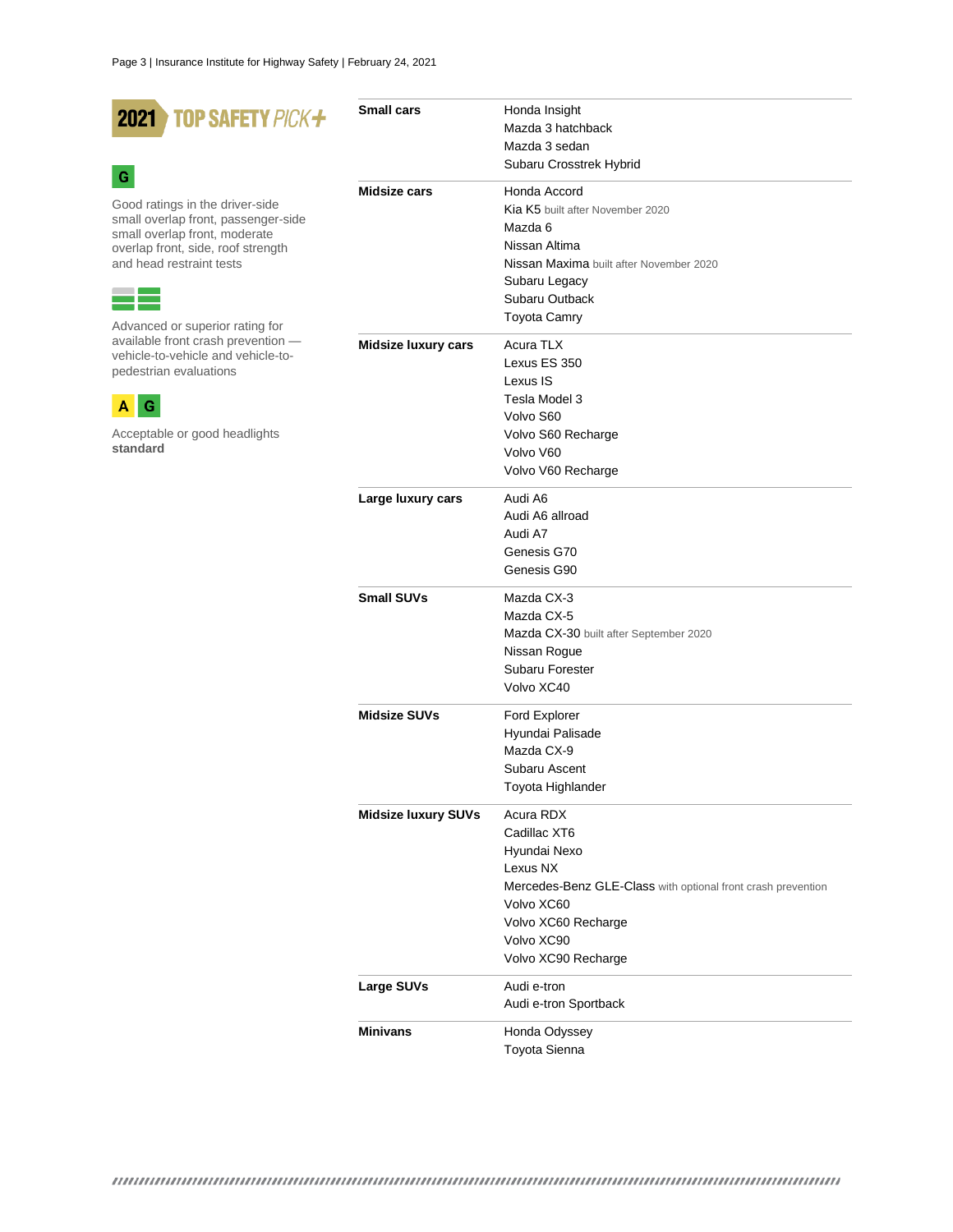## 2021 TOP SAFETY PICK+

**G**

Good ratings in the driver-side small overlap front, passenger-side small overlap front, moderate overlap front, side, roof strength and head restraint tests

Advanced or superior rating for available front crash prevention — vehicle-to-vehicle and vehicle-to-pedestrian evaluations

**A G**

Acceptable or good headlights **standard**

| | |
|---|---|
| **Small cars** | Honda Insight<br>Mazda 3 hatchback<br>Mazda 3 sedan<br>Subaru Crosstrek Hybrid |
| **Midsize cars** | Honda Accord<br>Kia K5 built after November 2020<br>Mazda 6<br>Nissan Altima<br>Nissan Maxima built after November 2020<br>Subaru Legacy<br>Subaru Outback<br>Toyota Camry |
| **Midsize luxury cars** | Acura TLX<br>Lexus ES 350<br>Lexus IS<br>Tesla Model 3<br>Volvo S60<br>Volvo S60 Recharge<br>Volvo V60<br>Volvo V60 Recharge |
| **Large luxury cars** | Audi A6<br>Audi A6 allroad<br>Audi A7<br>Genesis G70<br>Genesis G90 |
| **Small SUVs** | Mazda CX-3<br>Mazda CX-5<br>Mazda CX-30 built after September 2020<br>Nissan Rogue<br>Subaru Forester<br>Volvo XC40 |
| **Midsize SUVs** | Ford Explorer<br>Hyundai Palisade<br>Mazda CX-9<br>Subaru Ascent<br>Toyota Highlander |
| **Midsize luxury SUVs** | Acura RDX<br>Cadillac XT6<br>Hyundai Nexo<br>Lexus NX<br>Mercedes-Benz GLE-Class with optional front crash prevention<br>Volvo XC60<br>Volvo XC60 Recharge<br>Volvo XC90<br>Volvo XC90 Recharge |
| **Large SUVs** | Audi e-tron<br>Audi e-tron Sportback |
| **Minivans** | Honda Odyssey<br>Toyota Sienna |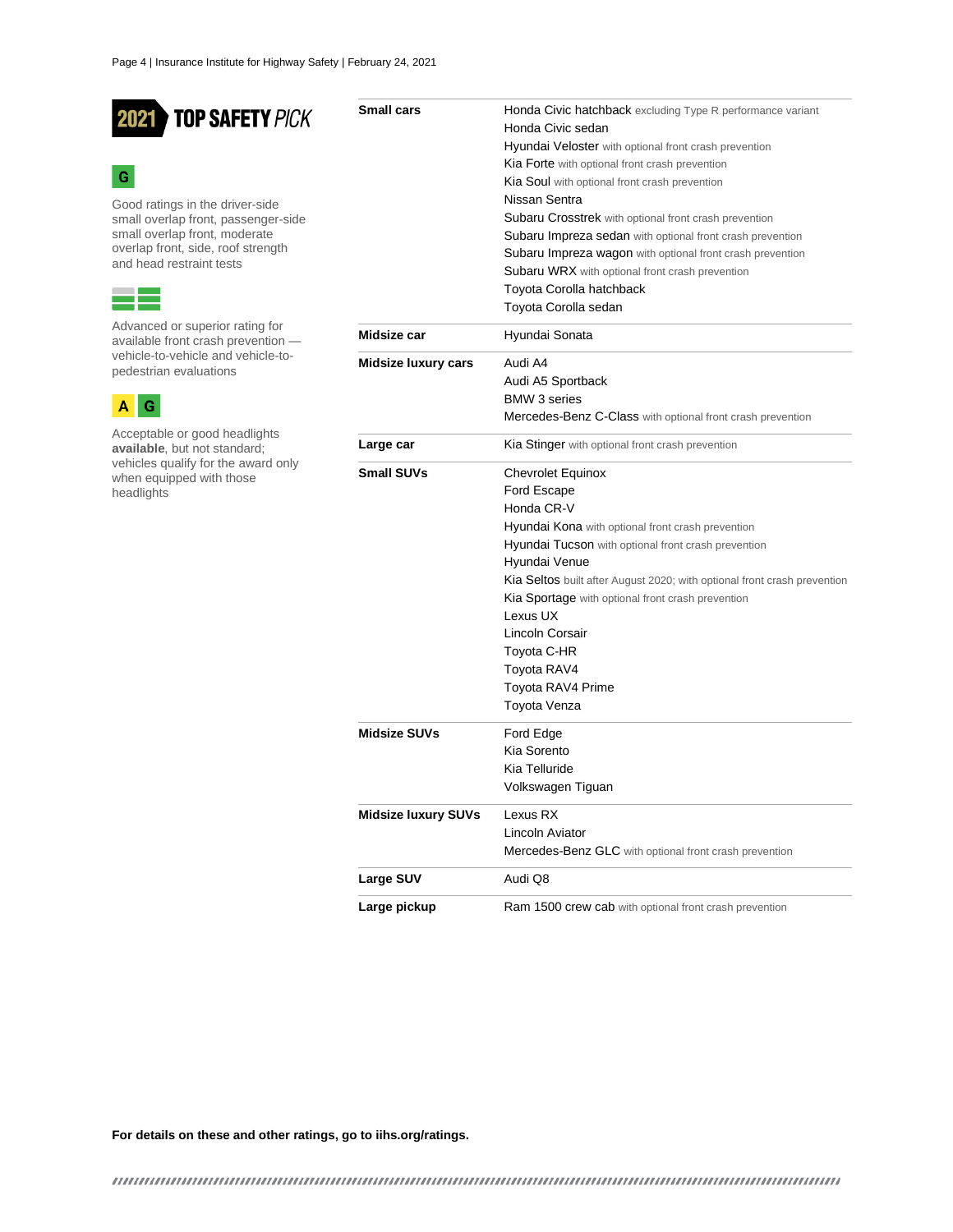## 2021 TOP SAFETY PICK

G

Good ratings in the driver-side small overlap front, passenger-side small overlap front, moderate overlap front, side, roof strength and head restraint tests

Advanced or superior rating for available front crash prevention — vehicle-to-vehicle and vehicle-to-pedestrian evaluations

A G

Acceptable or good headlights **available**, but not standard; vehicles qualify for the award only when equipped with those headlights

| | |
|---|---|
| **Small cars** | Honda Civic hatchback excluding Type R performance variant<br>Honda Civic sedan<br>Hyundai Veloster with optional front crash prevention<br>Kia Forte with optional front crash prevention<br>Kia Soul with optional front crash prevention<br>Nissan Sentra<br>Subaru Crosstrek with optional front crash prevention<br>Subaru Impreza sedan with optional front crash prevention<br>Subaru Impreza wagon with optional front crash prevention<br>Subaru WRX with optional front crash prevention<br>Toyota Corolla hatchback<br>Toyota Corolla sedan |
| **Midsize car** | Hyundai Sonata |
| **Midsize luxury cars** | Audi A4<br>Audi A5 Sportback<br>BMW 3 series<br>Mercedes-Benz C-Class with optional front crash prevention |
| **Large car** | Kia Stinger with optional front crash prevention |
| **Small SUVs** | Chevrolet Equinox<br>Ford Escape<br>Honda CR-V<br>Hyundai Kona with optional front crash prevention<br>Hyundai Tucson with optional front crash prevention<br>Hyundai Venue<br>Kia Seltos built after August 2020; with optional front crash prevention<br>Kia Sportage with optional front crash prevention<br>Lexus UX<br>Lincoln Corsair<br>Toyota C-HR<br>Toyota RAV4<br>Toyota RAV4 Prime<br>Toyota Venza |
| **Midsize SUVs** | Ford Edge<br>Kia Sorento<br>Kia Telluride<br>Volkswagen Tiguan |
| **Midsize luxury SUVs** | Lexus RX<br>Lincoln Aviator<br>Mercedes-Benz GLC with optional front crash prevention |
| **Large SUV** | Audi Q8 |
| **Large pickup** | Ram 1500 crew cab with optional front crash prevention |

**For details on these and other ratings, go to iihs.org/ratings.**